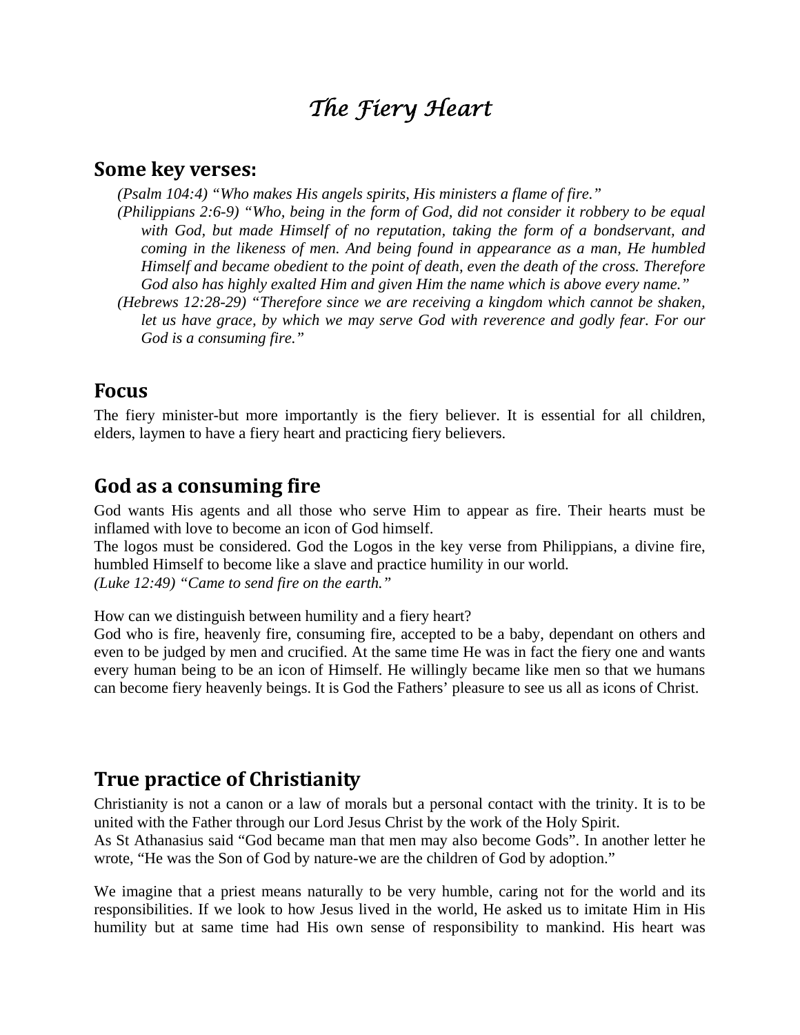# *The Fiery Heart*

## Some key verses:

*(Psalm 104:4) "Who makes His angels spirits, His ministers a flame of fire."*

*(Philippians 2:6-9) "Who, being in the form of God, did not consider it robbery to be equal with God, but made Himself of no reputation, taking the form of a bondservant, and coming in the likeness of men. And being found in appearance as a man, He humbled Himself and became obedient to the point of death, even the death of the cross. Therefore God also has highly exalted Him and given Him the name which is above every name."*

*(Hebrews 12:28-29) "Therefore since we are receiving a kingdom which cannot be shaken, let us have grace, by which we may serve God with reverence and godly fear. For our God is a consuming fire."*

## Focus

The fiery minister-but more importantly is the fiery believer. It is essential for all children, elders, laymen to have a fiery heart and practicing fiery believers.

## God as a consuming fire

God wants His agents and all those who serve Him to appear as fire. Their hearts must be inflamed with love to become an icon of God himself.

The logos must be considered. God the Logos in the key verse from Philippians, a divine fire, humbled Himself to become like a slave and practice humility in our world.

*(Luke 12:49) "Came to send fire on the earth."*

How can we distinguish between humility and a fiery heart?

God who is fire, heavenly fire, consuming fire, accepted to be a baby, dependant on others and even to be judged by men and crucified. At the same time He was in fact the fiery one and wants every human being to be an icon of Himself. He willingly became like men so that we humans can become fiery heavenly beings. It is God the Fathers' pleasure to see us all as icons of Christ.

## True practice of Christianity

Christianity is not a canon or a law of morals but a personal contact with the trinity. It is to be united with the Father through our Lord Jesus Christ by the work of the Holy Spirit.

As St Athanasius said "God became man that men may also become Gods". In another letter he wrote, "He was the Son of God by nature-we are the children of God by adoption."

We imagine that a priest means naturally to be very humble, caring not for the world and its responsibilities. If we look to how Jesus lived in the world, He asked us to imitate Him in His humility but at same time had His own sense of responsibility to mankind. His heart was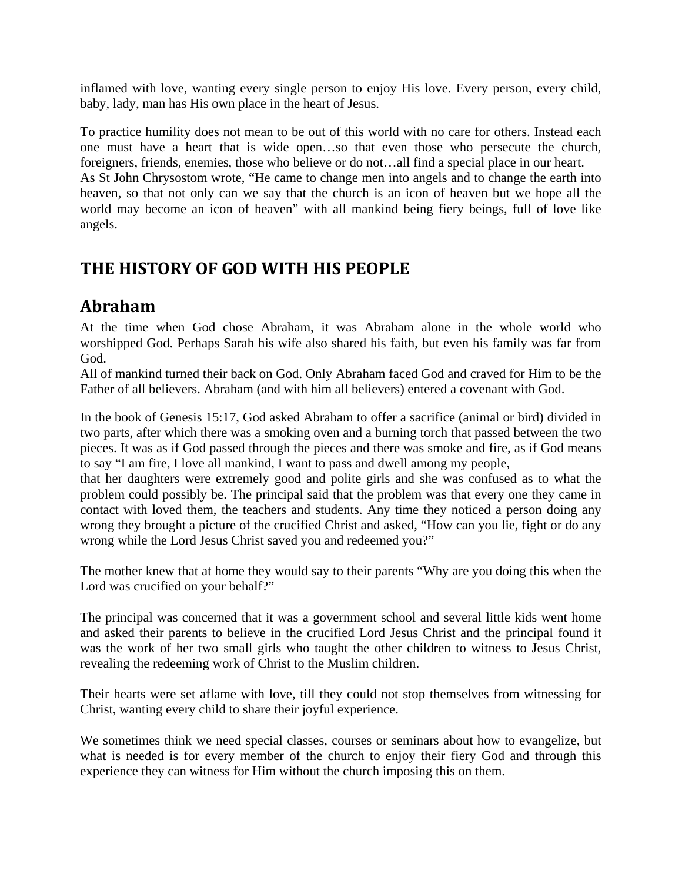inflamed with love, wanting every single person to enjoy His love. Every person, every child, baby, lady, man has His own place in the heart of Jesus.

To practice humility does not mean to be out of this world with no care for others. Instead each one must have a heart that is wide open…so that even those who persecute the church, foreigners, friends, enemies, those who believe or do not…all find a special place in our heart.
As St John Chrysostom wrote, "He came to change men into angels and to change the earth into heaven, so that not only can we say that the church is an icon of heaven but we hope all the world may become an icon of heaven" with all mankind being fiery beings, full of love like angels.

# THE HISTORY OF GOD WITH HIS PEOPLE

## Abraham

At the time when God chose Abraham, it was Abraham alone in the whole world who worshipped God. Perhaps Sarah his wife also shared his faith, but even his family was far from God.
All of mankind turned their back on God. Only Abraham faced God and craved for Him to be the Father of all believers. Abraham (and with him all believers) entered a covenant with God.

In the book of Genesis 15:17, God asked Abraham to offer a sacrifice (animal or bird) divided in two parts, after which there was a smoking oven and a burning torch that passed between the two pieces. It was as if God passed through the pieces and there was smoke and fire, as if God means to say "I am fire, I love all mankind, I want to pass and dwell among my people,
that her daughters were extremely good and polite girls and she was confused as to what the problem could possibly be. The principal said that the problem was that every one they came in contact with loved them, the teachers and students. Any time they noticed a person doing any wrong they brought a picture of the crucified Christ and asked, "How can you lie, fight or do any wrong while the Lord Jesus Christ saved you and redeemed you?"

The mother knew that at home they would say to their parents "Why are you doing this when the Lord was crucified on your behalf?"

The principal was concerned that it was a government school and several little kids went home and asked their parents to believe in the crucified Lord Jesus Christ and the principal found it was the work of her two small girls who taught the other children to witness to Jesus Christ, revealing the redeeming work of Christ to the Muslim children.

Their hearts were set aflame with love, till they could not stop themselves from witnessing for Christ, wanting every child to share their joyful experience.

We sometimes think we need special classes, courses or seminars about how to evangelize, but what is needed is for every member of the church to enjoy their fiery God and through this experience they can witness for Him without the church imposing this on them.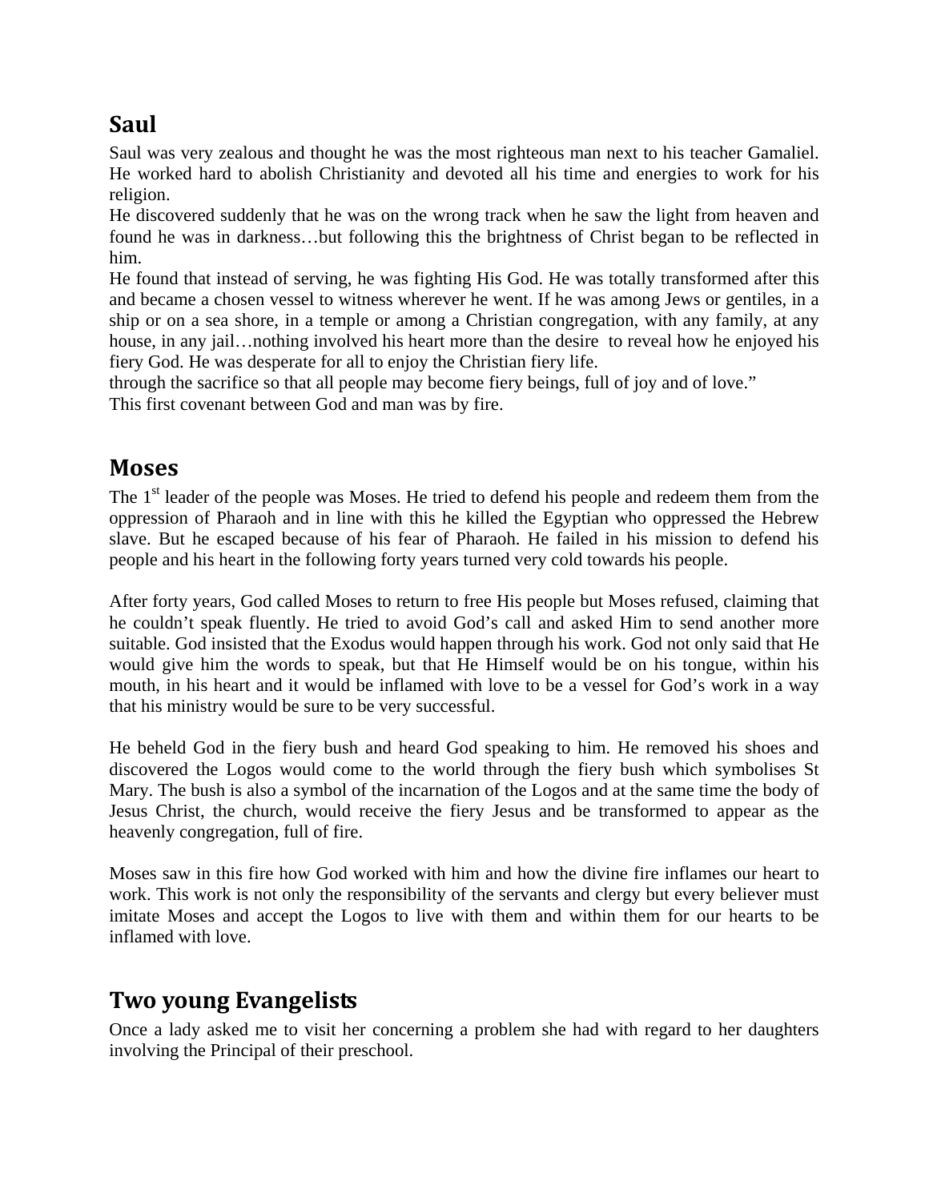## Saul

Saul was very zealous and thought he was the most righteous man next to his teacher Gamaliel. He worked hard to abolish Christianity and devoted all his time and energies to work for his religion.

He discovered suddenly that he was on the wrong track when he saw the light from heaven and found he was in darkness…but following this the brightness of Christ began to be reflected in him.

He found that instead of serving, he was fighting His God. He was totally transformed after this and became a chosen vessel to witness wherever he went. If he was among Jews or gentiles, in a ship or on a sea shore, in a temple or among a Christian congregation, with any family, at any house, in any jail…nothing involved his heart more than the desire to reveal how he enjoyed his fiery God. He was desperate for all to enjoy the Christian fiery life.

through the sacrifice so that all people may become fiery beings, full of joy and of love."

This first covenant between God and man was by fire.

## Moses

The 1st leader of the people was Moses. He tried to defend his people and redeem them from the oppression of Pharaoh and in line with this he killed the Egyptian who oppressed the Hebrew slave. But he escaped because of his fear of Pharaoh. He failed in his mission to defend his people and his heart in the following forty years turned very cold towards his people.

After forty years, God called Moses to return to free His people but Moses refused, claiming that he couldn't speak fluently. He tried to avoid God's call and asked Him to send another more suitable. God insisted that the Exodus would happen through his work. God not only said that He would give him the words to speak, but that He Himself would be on his tongue, within his mouth, in his heart and it would be inflamed with love to be a vessel for God's work in a way that his ministry would be sure to be very successful.

He beheld God in the fiery bush and heard God speaking to him. He removed his shoes and discovered the Logos would come to the world through the fiery bush which symbolises St Mary. The bush is also a symbol of the incarnation of the Logos and at the same time the body of Jesus Christ, the church, would receive the fiery Jesus and be transformed to appear as the heavenly congregation, full of fire.

Moses saw in this fire how God worked with him and how the divine fire inflames our heart to work. This work is not only the responsibility of the servants and clergy but every believer must imitate Moses and accept the Logos to live with them and within them for our hearts to be inflamed with love.

## Two young Evangelists

Once a lady asked me to visit her concerning a problem she had with regard to her daughters involving the Principal of their preschool.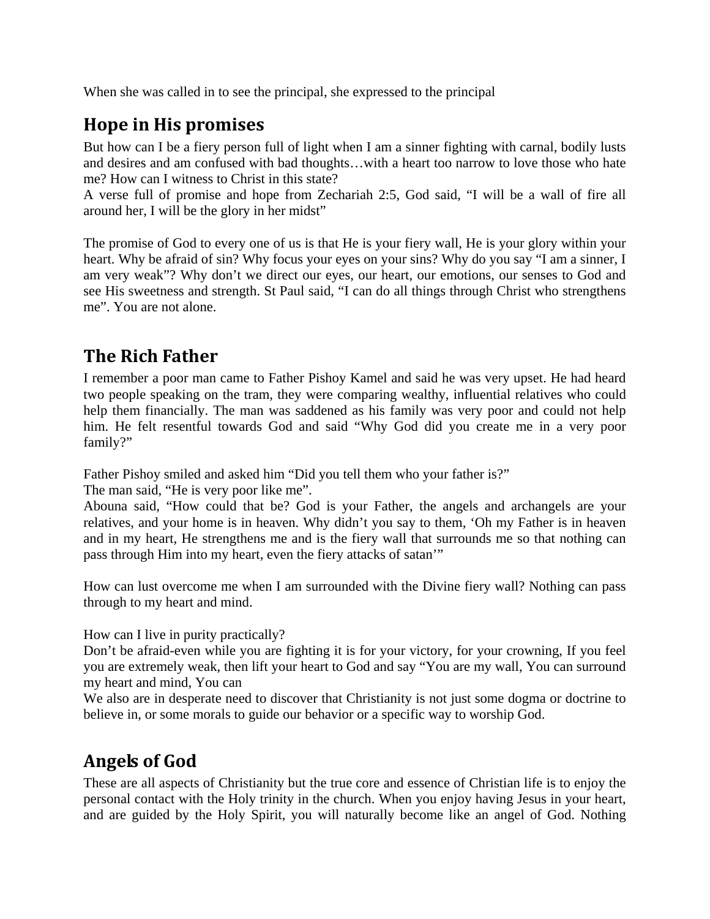When she was called in to see the principal, she expressed to the principal

## Hope in His promises

But how can I be a fiery person full of light when I am a sinner fighting with carnal, bodily lusts and desires and am confused with bad thoughts…with a heart too narrow to love those who hate me? How can I witness to Christ in this state?
A verse full of promise and hope from Zechariah 2:5, God said, "I will be a wall of fire all around her, I will be the glory in her midst"

The promise of God to every one of us is that He is your fiery wall, He is your glory within your heart. Why be afraid of sin? Why focus your eyes on your sins? Why do you say "I am a sinner, I am very weak"? Why don't we direct our eyes, our heart, our emotions, our senses to God and see His sweetness and strength. St Paul said, "I can do all things through Christ who strengthens me". You are not alone.

## The Rich Father

I remember a poor man came to Father Pishoy Kamel and said he was very upset. He had heard two people speaking on the tram, they were comparing wealthy, influential relatives who could help them financially. The man was saddened as his family was very poor and could not help him. He felt resentful towards God and said "Why God did you create me in a very poor family?"

Father Pishoy smiled and asked him "Did you tell them who your father is?"
The man said, "He is very poor like me".
Abouna said, "How could that be? God is your Father, the angels and archangels are your relatives, and your home is in heaven. Why didn't you say to them, 'Oh my Father is in heaven and in my heart, He strengthens me and is the fiery wall that surrounds me so that nothing can pass through Him into my heart, even the fiery attacks of satan'"

How can lust overcome me when I am surrounded with the Divine fiery wall? Nothing can pass through to my heart and mind.

How can I live in purity practically?
Don't be afraid-even while you are fighting it is for your victory, for your crowning, If you feel you are extremely weak, then lift your heart to God and say "You are my wall, You can surround my heart and mind, You can
We also are in desperate need to discover that Christianity is not just some dogma or doctrine to believe in, or some morals to guide our behavior or a specific way to worship God.

## Angels of God

These are all aspects of Christianity but the true core and essence of Christian life is to enjoy the personal contact with the Holy trinity in the church. When you enjoy having Jesus in your heart, and are guided by the Holy Spirit, you will naturally become like an angel of God. Nothing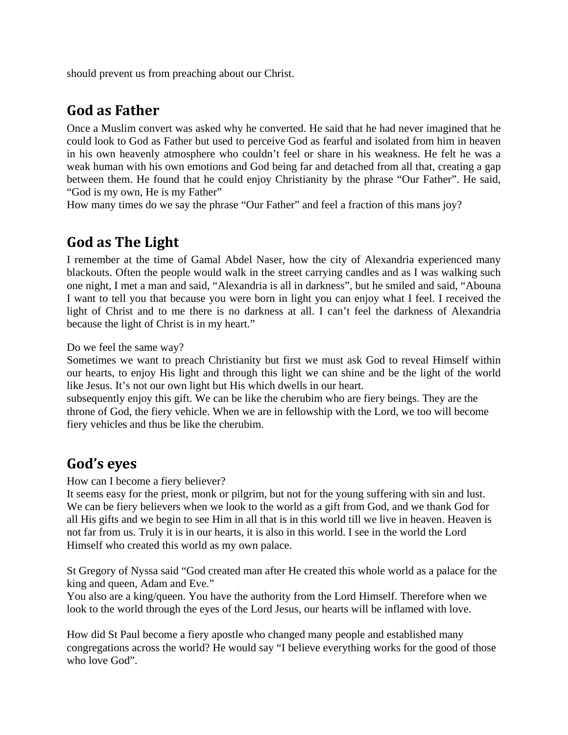should prevent us from preaching about our Christ.

## God as Father

Once a Muslim convert was asked why he converted. He said that he had never imagined that he could look to God as Father but used to perceive God as fearful and isolated from him in heaven in his own heavenly atmosphere who couldn't feel or share in his weakness. He felt he was a weak human with his own emotions and God being far and detached from all that, creating a gap between them. He found that he could enjoy Christianity by the phrase "Our Father". He said, "God is my own, He is my Father"
How many times do we say the phrase "Our Father" and feel a fraction of this mans joy?

## God as The Light

I remember at the time of Gamal Abdel Naser, how the city of Alexandria experienced many blackouts. Often the people would walk in the street carrying candles and as I was walking such one night, I met a man and said, "Alexandria is all in darkness", but he smiled and said, "Abouna I want to tell you that because you were born in light you can enjoy what I feel. I received the light of Christ and to me there is no darkness at all. I can't feel the darkness of Alexandria because the light of Christ is in my heart."

Do we feel the same way?
Sometimes we want to preach Christianity but first we must ask God to reveal Himself within our hearts, to enjoy His light and through this light we can shine and be the light of the world like Jesus. It's not our own light but His which dwells in our heart.
subsequently enjoy this gift. We can be like the cherubim who are fiery beings. They are the throne of God, the fiery vehicle. When we are in fellowship with the Lord, we too will become fiery vehicles and thus be like the cherubim.

## God's eyes

How can I become a fiery believer?
It seems easy for the priest, monk or pilgrim, but not for the young suffering with sin and lust. We can be fiery believers when we look to the world as a gift from God, and we thank God for all His gifts and we begin to see Him in all that is in this world till we live in heaven. Heaven is not far from us. Truly it is in our hearts, it is also in this world. I see in the world the Lord Himself who created this world as my own palace.

St Gregory of Nyssa said "God created man after He created this whole world as a palace for the king and queen, Adam and Eve."
You also are a king/queen. You have the authority from the Lord Himself. Therefore when we look to the world through the eyes of the Lord Jesus, our hearts will be inflamed with love.

How did St Paul become a fiery apostle who changed many people and established many congregations across the world? He would say "I believe everything works for the good of those who love God".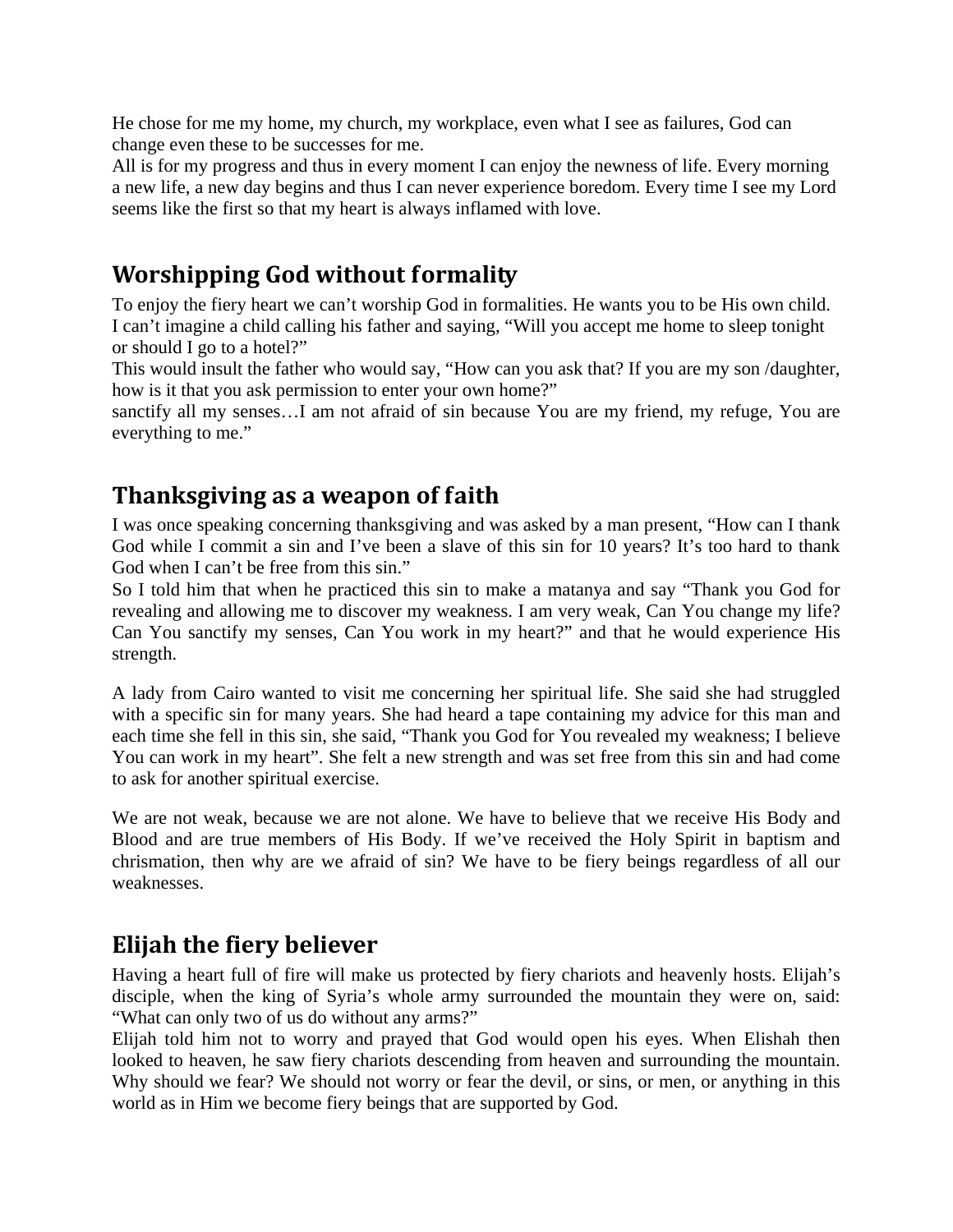He chose for me my home, my church, my workplace, even what I see as failures, God can change even these to be successes for me.
All is for my progress and thus in every moment I can enjoy the newness of life. Every morning a new life, a new day begins and thus I can never experience boredom. Every time I see my Lord seems like the first so that my heart is always inflamed with love.

## Worshipping God without formality

To enjoy the fiery heart we can't worship God in formalities. He wants you to be His own child. I can't imagine a child calling his father and saying, "Will you accept me home to sleep tonight or should I go to a hotel?"
This would insult the father who would say, "How can you ask that? If you are my son /daughter, how is it that you ask permission to enter your own home?"
sanctify all my senses…I am not afraid of sin because You are my friend, my refuge, You are everything to me."

## Thanksgiving as a weapon of faith

I was once speaking concerning thanksgiving and was asked by a man present, "How can I thank God while I commit a sin and I've been a slave of this sin for 10 years? It's too hard to thank God when I can't be free from this sin."
So I told him that when he practiced this sin to make a matanya and say "Thank you God for revealing and allowing me to discover my weakness. I am very weak, Can You change my life? Can You sanctify my senses, Can You work in my heart?" and that he would experience His strength.

A lady from Cairo wanted to visit me concerning her spiritual life. She said she had struggled with a specific sin for many years. She had heard a tape containing my advice for this man and each time she fell in this sin, she said, "Thank you God for You revealed my weakness; I believe You can work in my heart". She felt a new strength and was set free from this sin and had come to ask for another spiritual exercise.

We are not weak, because we are not alone. We have to believe that we receive His Body and Blood and are true members of His Body. If we've received the Holy Spirit in baptism and chrismation, then why are we afraid of sin? We have to be fiery beings regardless of all our weaknesses.

## Elijah the fiery believer

Having a heart full of fire will make us protected by fiery chariots and heavenly hosts. Elijah's disciple, when the king of Syria's whole army surrounded the mountain they were on, said: "What can only two of us do without any arms?"
Elijah told him not to worry and prayed that God would open his eyes. When Elishah then looked to heaven, he saw fiery chariots descending from heaven and surrounding the mountain. Why should we fear? We should not worry or fear the devil, or sins, or men, or anything in this world as in Him we become fiery beings that are supported by God.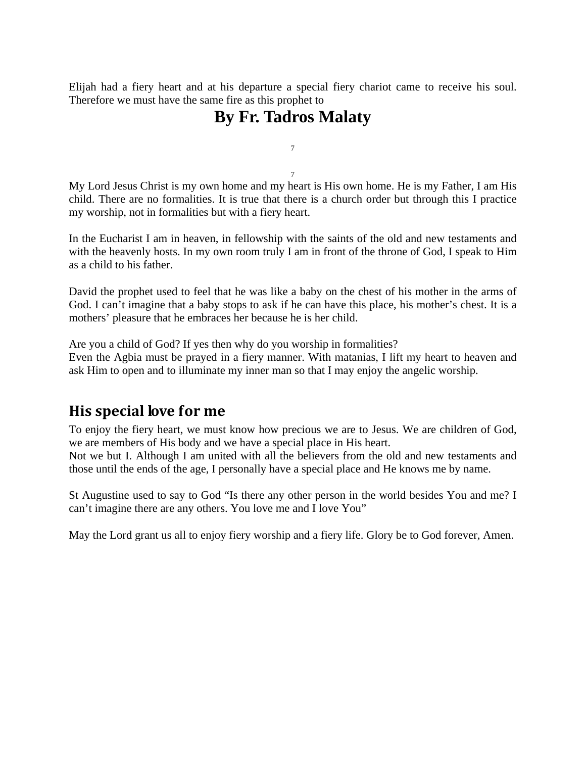Elijah had a fiery heart and at his departure a special fiery chariot came to receive his soul. Therefore we must have the same fire as this prophet to

# By Fr. Tadros Malaty

My Lord Jesus Christ is my own home and my heart is His own home. He is my Father, I am His child. There are no formalities. It is true that there is a church order but through this I practice my worship, not in formalities but with a fiery heart.

In the Eucharist I am in heaven, in fellowship with the saints of the old and new testaments and with the heavenly hosts. In my own room truly I am in front of the throne of God, I speak to Him as a child to his father.

David the prophet used to feel that he was like a baby on the chest of his mother in the arms of God. I can't imagine that a baby stops to ask if he can have this place, his mother's chest. It is a mothers' pleasure that he embraces her because he is her child.

Are you a child of God? If yes then why do you worship in formalities?
Even the Agbia must be prayed in a fiery manner. With matanias, I lift my heart to heaven and ask Him to open and to illuminate my inner man so that I may enjoy the angelic worship.

## His special love for me

To enjoy the fiery heart, we must know how precious we are to Jesus. We are children of God, we are members of His body and we have a special place in His heart.
Not we but I. Although I am united with all the believers from the old and new testaments and those until the ends of the age, I personally have a special place and He knows me by name.

St Augustine used to say to God "Is there any other person in the world besides You and me? I can't imagine there are any others. You love me and I love You"

May the Lord grant us all to enjoy fiery worship and a fiery life. Glory be to God forever, Amen.